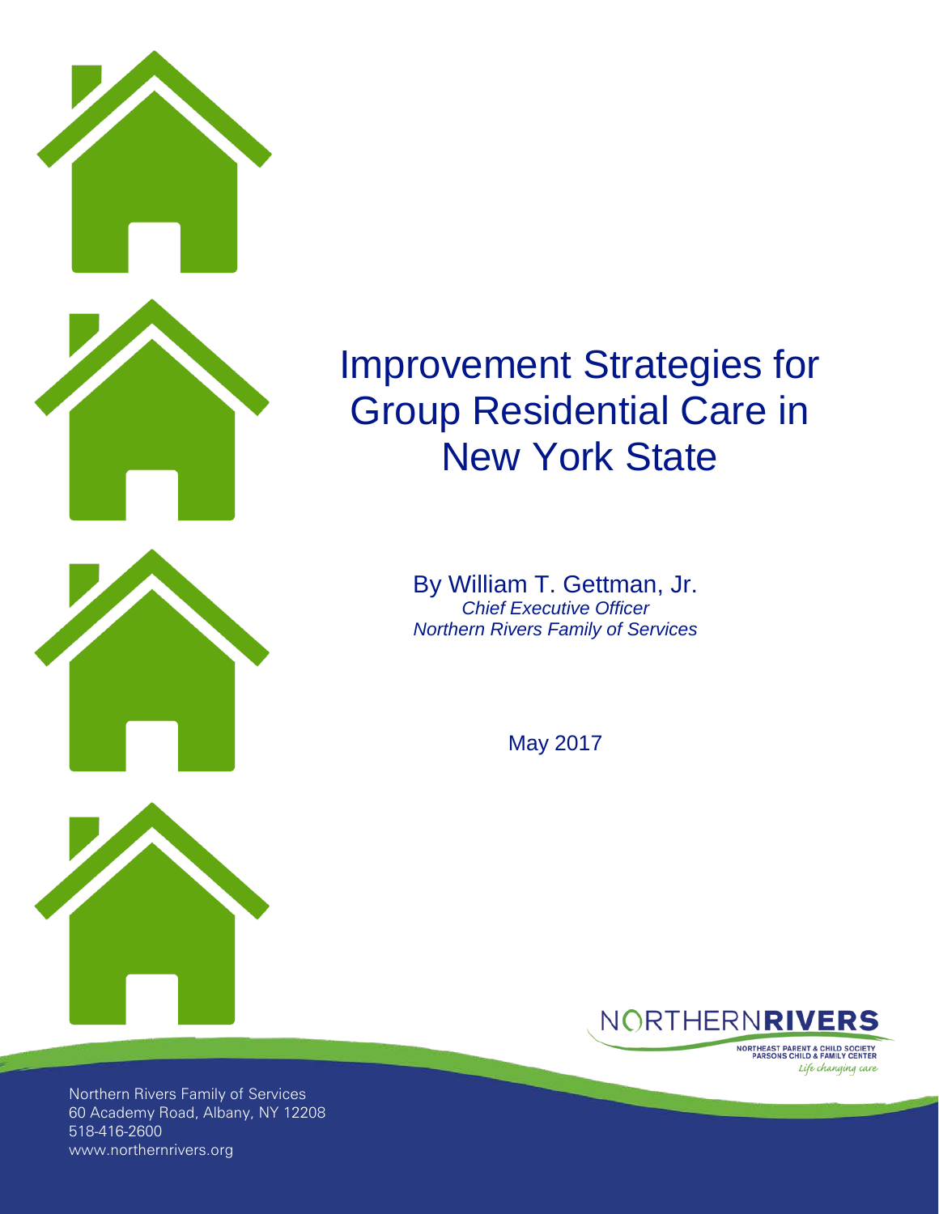# Improvement Strategies for Group Residential Care in New York State

By William T. Gettman, Jr.
*Chief Executive Officer*
*Northern Rivers Family of Services*

May 2017

NORTHERN**RIVERS**
NORTHEAST PARENT & CHILD SOCIETY
PARSONS CHILD & FAMILY CENTER
*Life changing care*

Northern Rivers Family of Services
60 Academy Road, Albany, NY 12208
518-416-2600
www.northernrivers.org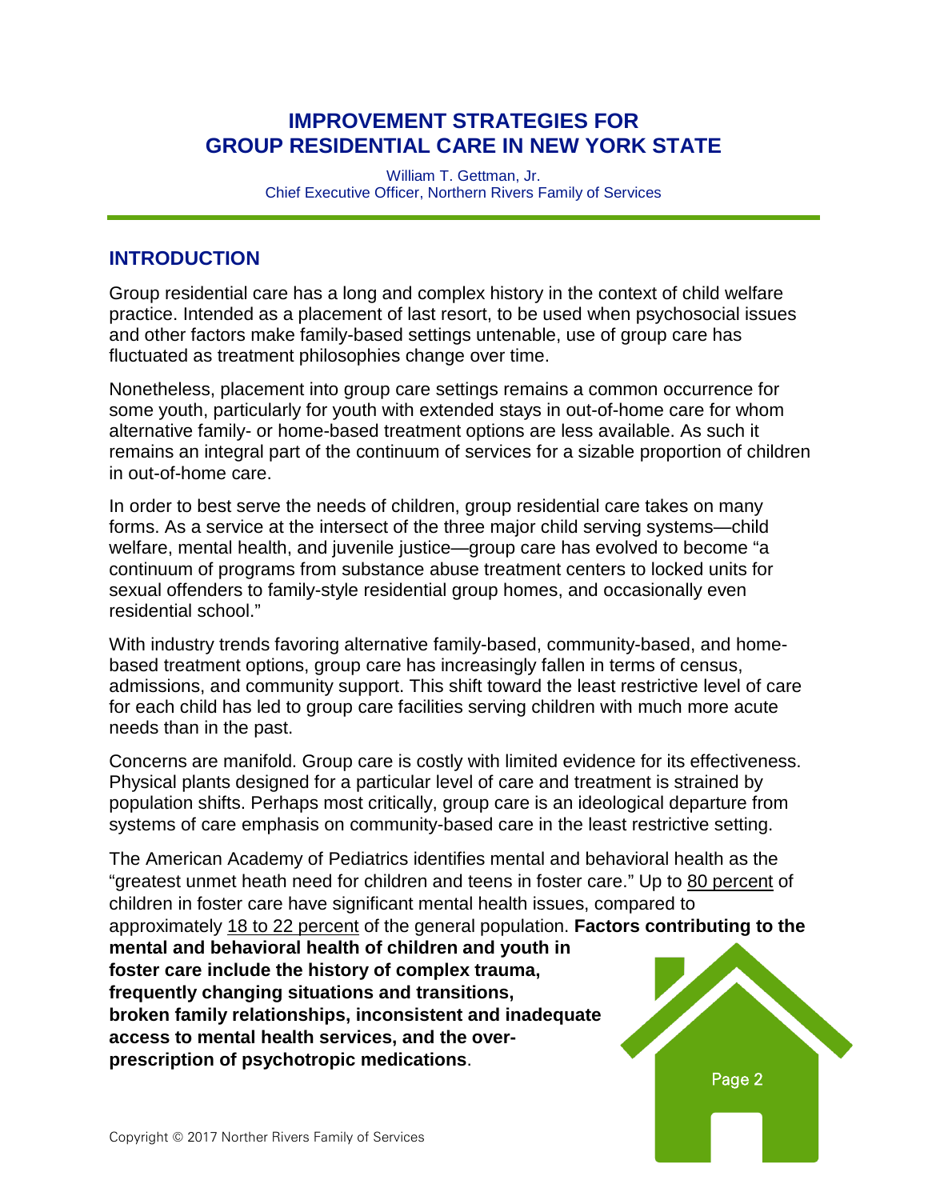# IMPROVEMENT STRATEGIES FOR GROUP RESIDENTIAL CARE IN NEW YORK STATE

William T. Gettman, Jr.
Chief Executive Officer, Northern Rivers Family of Services

## INTRODUCTION

Group residential care has a long and complex history in the context of child welfare practice. Intended as a placement of last resort, to be used when psychosocial issues and other factors make family-based settings untenable, use of group care has fluctuated as treatment philosophies change over time.

Nonetheless, placement into group care settings remains a common occurrence for some youth, particularly for youth with extended stays in out-of-home care for whom alternative family- or home-based treatment options are less available. As such it remains an integral part of the continuum of services for a sizable proportion of children in out-of-home care.

In order to best serve the needs of children, group residential care takes on many forms. As a service at the intersect of the three major child serving systems—child welfare, mental health, and juvenile justice—group care has evolved to become "a continuum of programs from substance abuse treatment centers to locked units for sexual offenders to family-style residential group homes, and occasionally even residential school."

With industry trends favoring alternative family-based, community-based, and home-based treatment options, group care has increasingly fallen in terms of census, admissions, and community support. This shift toward the least restrictive level of care for each child has led to group care facilities serving children with much more acute needs than in the past.

Concerns are manifold. Group care is costly with limited evidence for its effectiveness. Physical plants designed for a particular level of care and treatment is strained by population shifts. Perhaps most critically, group care is an ideological departure from systems of care emphasis on community-based care in the least restrictive setting.

The American Academy of Pediatrics identifies mental and behavioral health as the "greatest unmet heath need for children and teens in foster care." Up to 80 percent of children in foster care have significant mental health issues, compared to approximately 18 to 22 percent of the general population. **Factors contributing to the mental and behavioral health of children and youth in foster care include the history of complex trauma, frequently changing situations and transitions, broken family relationships, inconsistent and inadequate access to mental health services, and the over-prescription of psychotropic medications**.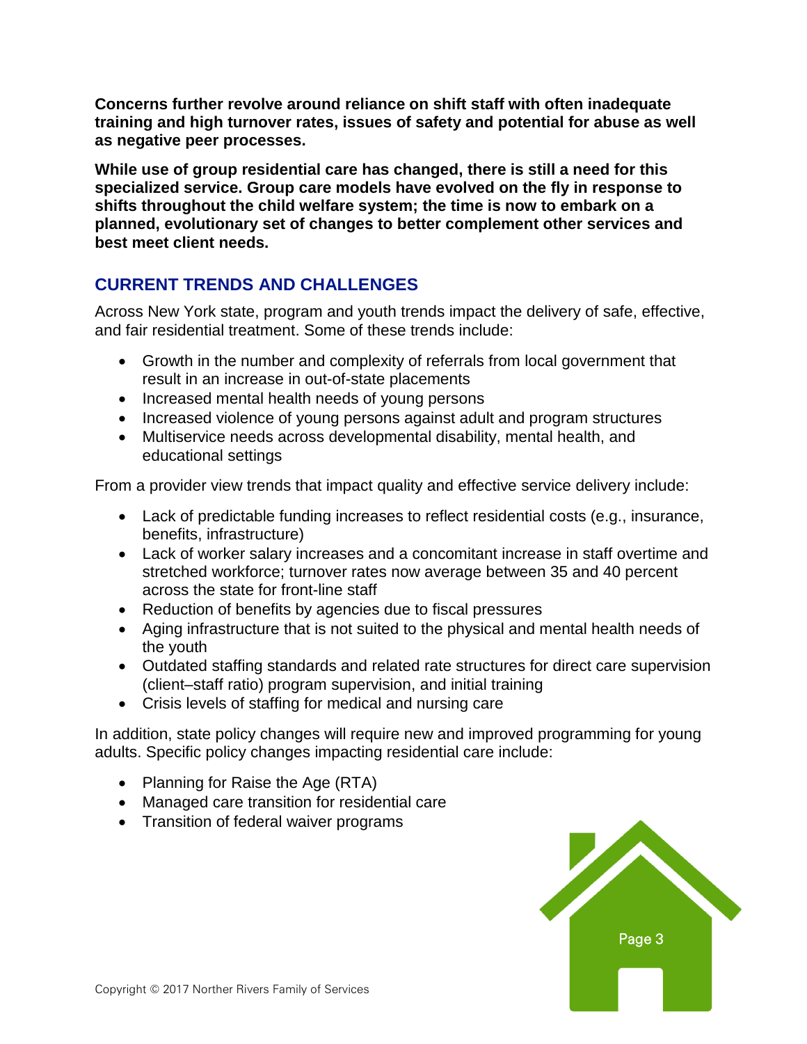**Concerns further revolve around reliance on shift staff with often inadequate training and high turnover rates, issues of safety and potential for abuse as well as negative peer processes.**

**While use of group residential care has changed, there is still a need for this specialized service. Group care models have evolved on the fly in response to shifts throughout the child welfare system; the time is now to embark on a planned, evolutionary set of changes to better complement other services and best meet client needs.**

## CURRENT TRENDS AND CHALLENGES

Across New York state, program and youth trends impact the delivery of safe, effective, and fair residential treatment. Some of these trends include:

- Growth in the number and complexity of referrals from local government that result in an increase in out-of-state placements
- Increased mental health needs of young persons
- Increased violence of young persons against adult and program structures
- Multiservice needs across developmental disability, mental health, and educational settings

From a provider view trends that impact quality and effective service delivery include:

- Lack of predictable funding increases to reflect residential costs (e.g., insurance, benefits, infrastructure)
- Lack of worker salary increases and a concomitant increase in staff overtime and stretched workforce; turnover rates now average between 35 and 40 percent across the state for front-line staff
- Reduction of benefits by agencies due to fiscal pressures
- Aging infrastructure that is not suited to the physical and mental health needs of the youth
- Outdated staffing standards and related rate structures for direct care supervision (client–staff ratio) program supervision, and initial training
- Crisis levels of staffing for medical and nursing care

In addition, state policy changes will require new and improved programming for young adults. Specific policy changes impacting residential care include:

- Planning for Raise the Age (RTA)
- Managed care transition for residential care
- Transition of federal waiver programs

Copyright © 2017 Norther Rivers Family of Services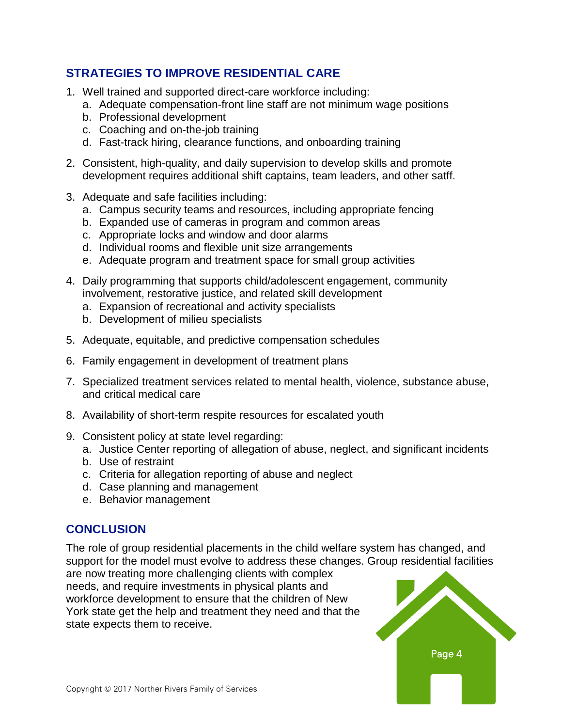## STRATEGIES TO IMPROVE RESIDENTIAL CARE

1. Well trained and supported direct-care workforce including:
   a. Adequate compensation-front line staff are not minimum wage positions
   b. Professional development
   c. Coaching and on-the-job training
   d. Fast-track hiring, clearance functions, and onboarding training
2. Consistent, high-quality, and daily supervision to develop skills and promote development requires additional shift captains, team leaders, and other satff.
3. Adequate and safe facilities including:
   a. Campus security teams and resources, including appropriate fencing
   b. Expanded use of cameras in program and common areas
   c. Appropriate locks and window and door alarms
   d. Individual rooms and flexible unit size arrangements
   e. Adequate program and treatment space for small group activities
4. Daily programming that supports child/adolescent engagement, community involvement, restorative justice, and related skill development
   a. Expansion of recreational and activity specialists
   b. Development of milieu specialists
5. Adequate, equitable, and predictive compensation schedules
6. Family engagement in development of treatment plans
7. Specialized treatment services related to mental health, violence, substance abuse, and critical medical care
8. Availability of short-term respite resources for escalated youth
9. Consistent policy at state level regarding:
   a. Justice Center reporting of allegation of abuse, neglect, and significant incidents
   b. Use of restraint
   c. Criteria for allegation reporting of abuse and neglect
   d. Case planning and management
   e. Behavior management

## CONCLUSION

The role of group residential placements in the child welfare system has changed, and support for the model must evolve to address these changes. Group residential facilities are now treating more challenging clients with complex needs, and require investments in physical plants and workforce development to ensure that the children of New York state get the help and treatment they need and that the state expects them to receive.

Copyright © 2017 Norther Rivers Family of Services